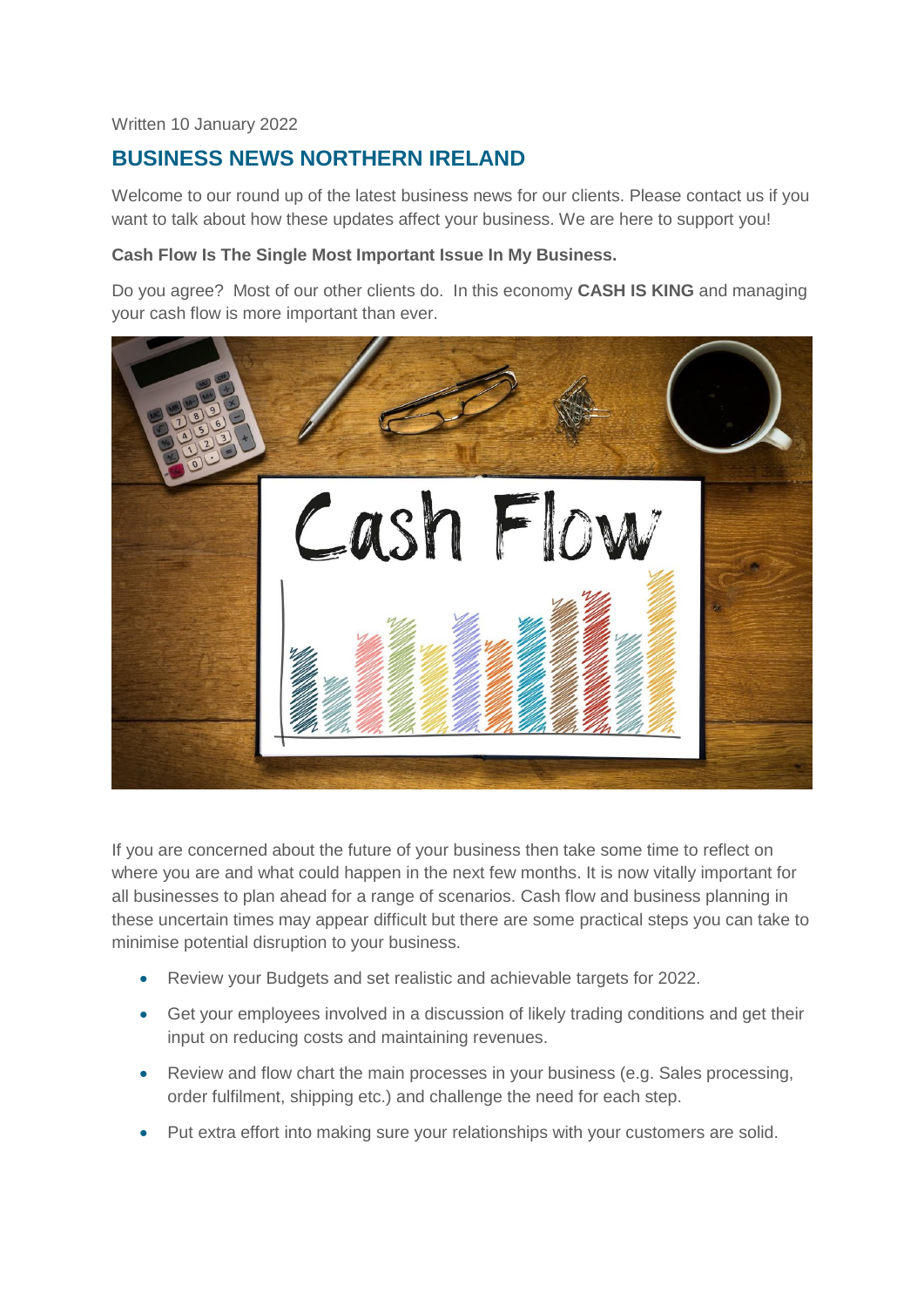Written 10 January 2022

## BUSINESS NEWS NORTHERN IRELAND

Welcome to our round up of the latest business news for our clients. Please contact us if you want to talk about how these updates affect your business. We are here to support you!

**Cash Flow Is The Single Most Important Issue In My Business.**

Do you agree? Most of our other clients do. In this economy **CASH IS KING** and managing your cash flow is more important than ever.

If you are concerned about the future of your business then take some time to reflect on where you are and what could happen in the next few months. It is now vitally important for all businesses to plan ahead for a range of scenarios. Cash flow and business planning in these uncertain times may appear difficult but there are some practical steps you can take to minimise potential disruption to your business.

- Review your Budgets and set realistic and achievable targets for 2022.
- Get your employees involved in a discussion of likely trading conditions and get their input on reducing costs and maintaining revenues.
- Review and flow chart the main processes in your business (e.g. Sales processing, order fulfilment, shipping etc.) and challenge the need for each step.
- Put extra effort into making sure your relationships with your customers are solid.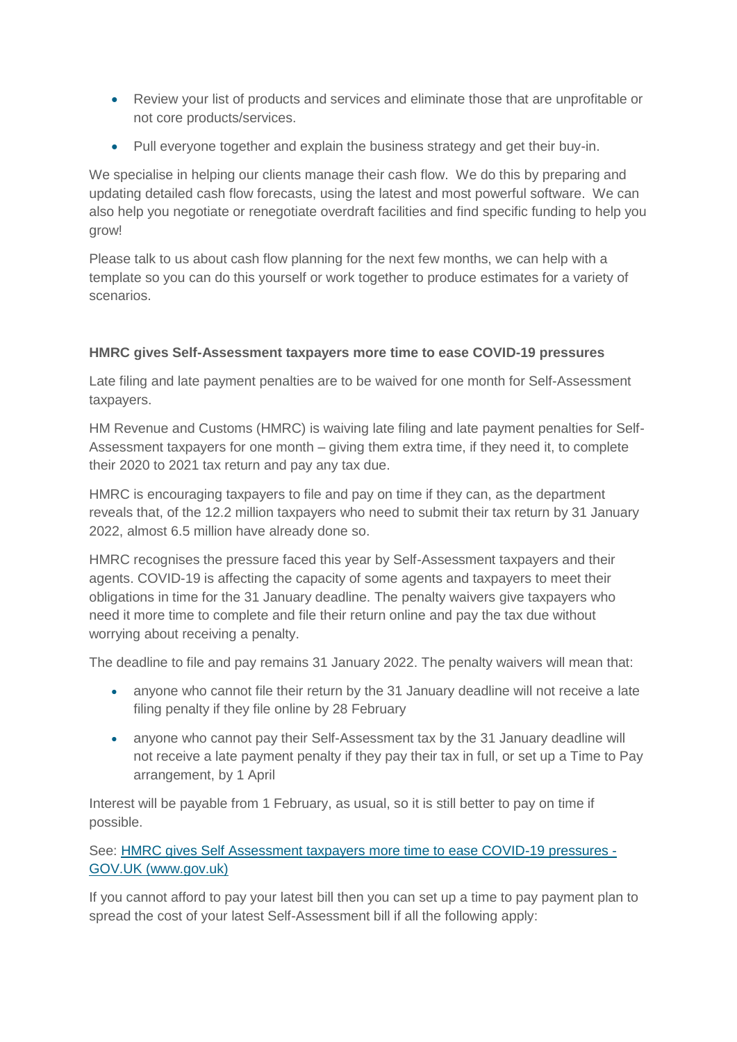- Review your list of products and services and eliminate those that are unprofitable or not core products/services.
- Pull everyone together and explain the business strategy and get their buy-in.

We specialise in helping our clients manage their cash flow. We do this by preparing and updating detailed cash flow forecasts, using the latest and most powerful software. We can also help you negotiate or renegotiate overdraft facilities and find specific funding to help you grow!

Please talk to us about cash flow planning for the next few months, we can help with a template so you can do this yourself or work together to produce estimates for a variety of scenarios.

**HMRC gives Self-Assessment taxpayers more time to ease COVID-19 pressures**

Late filing and late payment penalties are to be waived for one month for Self-Assessment taxpayers.

HM Revenue and Customs (HMRC) is waiving late filing and late payment penalties for Self-Assessment taxpayers for one month – giving them extra time, if they need it, to complete their 2020 to 2021 tax return and pay any tax due.

HMRC is encouraging taxpayers to file and pay on time if they can, as the department reveals that, of the 12.2 million taxpayers who need to submit their tax return by 31 January 2022, almost 6.5 million have already done so.

HMRC recognises the pressure faced this year by Self-Assessment taxpayers and their agents. COVID-19 is affecting the capacity of some agents and taxpayers to meet their obligations in time for the 31 January deadline. The penalty waivers give taxpayers who need it more time to complete and file their return online and pay the tax due without worrying about receiving a penalty.

The deadline to file and pay remains 31 January 2022. The penalty waivers will mean that:

- anyone who cannot file their return by the 31 January deadline will not receive a late filing penalty if they file online by 28 February
- anyone who cannot pay their Self-Assessment tax by the 31 January deadline will not receive a late payment penalty if they pay their tax in full, or set up a Time to Pay arrangement, by 1 April

Interest will be payable from 1 February, as usual, so it is still better to pay on time if possible.

See: [HMRC gives Self Assessment taxpayers more time to ease COVID-19 pressures - GOV.UK (www.gov.uk)](https://www.gov.uk)

If you cannot afford to pay your latest bill then you can set up a time to pay payment plan to spread the cost of your latest Self-Assessment bill if all the following apply: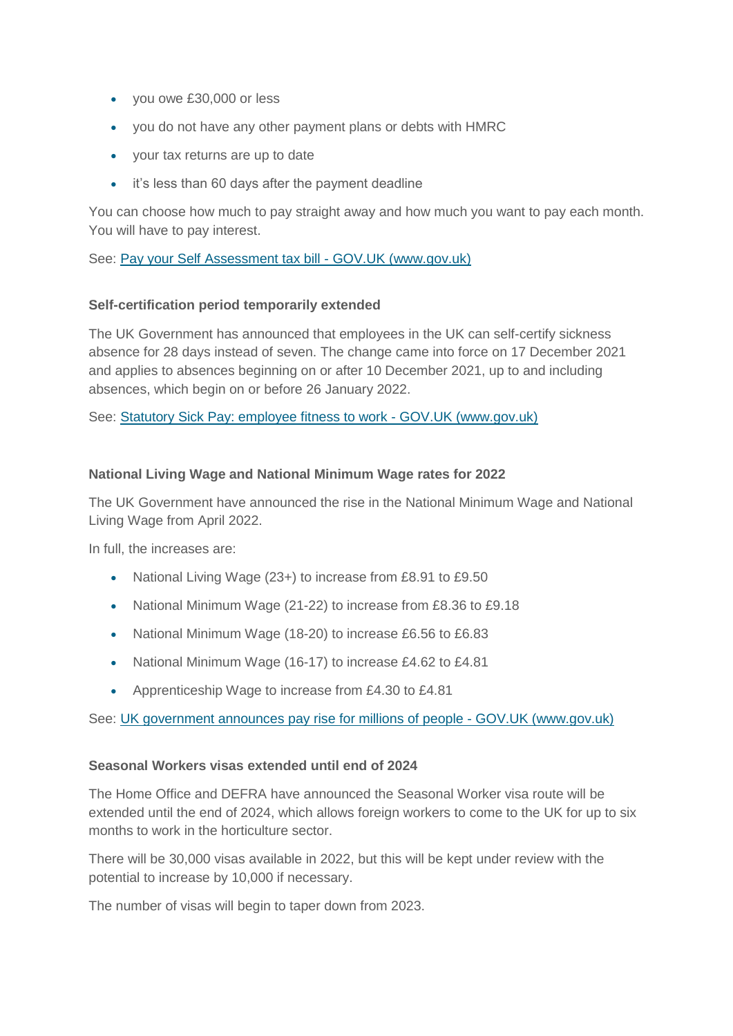- you owe £30,000 or less
- you do not have any other payment plans or debts with HMRC
- your tax returns are up to date
- it's less than 60 days after the payment deadline

You can choose how much to pay straight away and how much you want to pay each month. You will have to pay interest.

See: [Pay your Self Assessment tax bill - GOV.UK (www.gov.uk)](www.gov.uk)

**Self-certification period temporarily extended**

The UK Government has announced that employees in the UK can self-certify sickness absence for 28 days instead of seven. The change came into force on 17 December 2021 and applies to absences beginning on or after 10 December 2021, up to and including absences, which begin on or before 26 January 2022.

See: [Statutory Sick Pay: employee fitness to work - GOV.UK (www.gov.uk)](www.gov.uk)

**National Living Wage and National Minimum Wage rates for 2022**

The UK Government have announced the rise in the National Minimum Wage and National Living Wage from April 2022.

In full, the increases are:

- National Living Wage (23+) to increase from £8.91 to £9.50
- National Minimum Wage (21-22) to increase from £8.36 to £9.18
- National Minimum Wage (18-20) to increase £6.56 to £6.83
- National Minimum Wage (16-17) to increase £4.62 to £4.81
- Apprenticeship Wage to increase from £4.30 to £4.81

See: [UK government announces pay rise for millions of people - GOV.UK (www.gov.uk)](www.gov.uk)

**Seasonal Workers visas extended until end of 2024**

The Home Office and DEFRA have announced the Seasonal Worker visa route will be extended until the end of 2024, which allows foreign workers to come to the UK for up to six months to work in the horticulture sector.

There will be 30,000 visas available in 2022, but this will be kept under review with the potential to increase by 10,000 if necessary.

The number of visas will begin to taper down from 2023.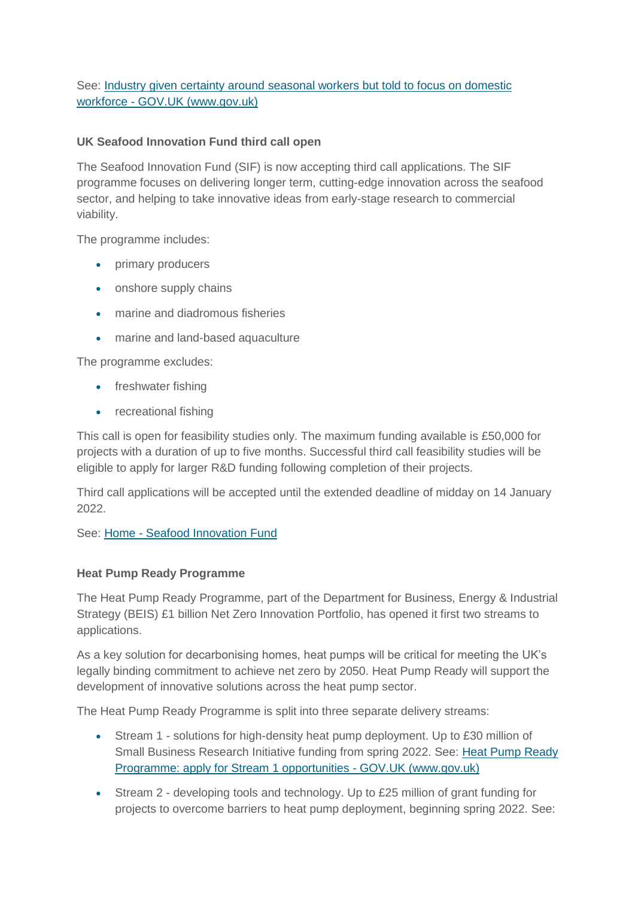See: [Industry given certainty around seasonal workers but told to focus on domestic workforce - GOV.UK (www.gov.uk)]()

**UK Seafood Innovation Fund third call open**

The Seafood Innovation Fund (SIF) is now accepting third call applications. The SIF programme focuses on delivering longer term, cutting-edge innovation across the seafood sector, and helping to take innovative ideas from early-stage research to commercial viability.

The programme includes:

- primary producers
- onshore supply chains
- marine and diadromous fisheries
- marine and land-based aquaculture

The programme excludes:

- freshwater fishing
- recreational fishing

This call is open for feasibility studies only. The maximum funding available is £50,000 for projects with a duration of up to five months. Successful third call feasibility studies will be eligible to apply for larger R&D funding following completion of their projects.

Third call applications will be accepted until the extended deadline of midday on 14 January 2022.

See: [Home - Seafood Innovation Fund]()

**Heat Pump Ready Programme**

The Heat Pump Ready Programme, part of the Department for Business, Energy & Industrial Strategy (BEIS) £1 billion Net Zero Innovation Portfolio, has opened it first two streams to applications.

As a key solution for decarbonising homes, heat pumps will be critical for meeting the UK's legally binding commitment to achieve net zero by 2050. Heat Pump Ready will support the development of innovative solutions across the heat pump sector.

The Heat Pump Ready Programme is split into three separate delivery streams:

- Stream 1 - solutions for high-density heat pump deployment. Up to £30 million of Small Business Research Initiative funding from spring 2022. See: [Heat Pump Ready Programme: apply for Stream 1 opportunities - GOV.UK (www.gov.uk)]()
- Stream 2 - developing tools and technology. Up to £25 million of grant funding for projects to overcome barriers to heat pump deployment, beginning spring 2022. See: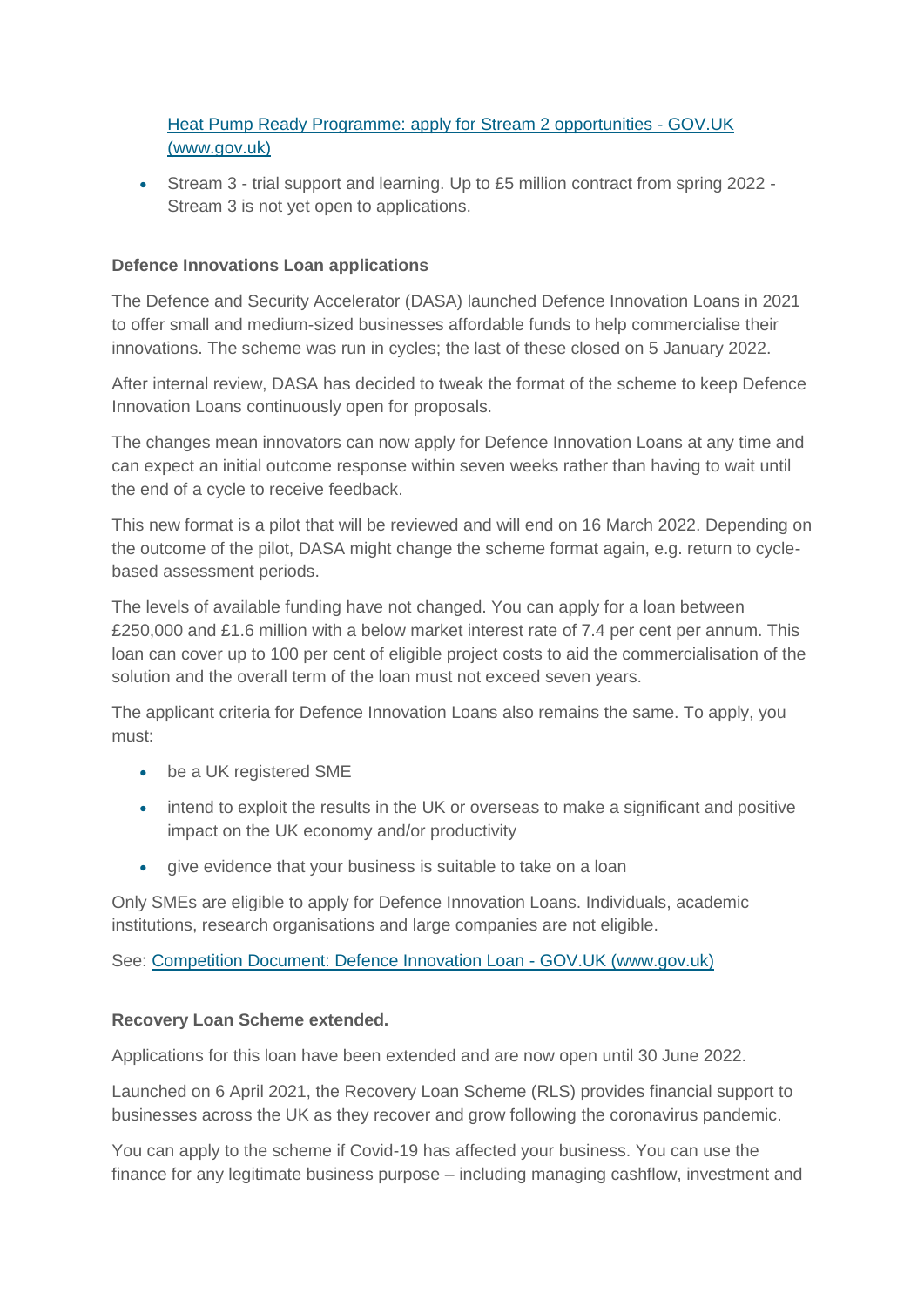[Heat Pump Ready Programme: apply for Stream 2 opportunities - GOV.UK (www.gov.uk)](#)

- Stream 3 - trial support and learning. Up to £5 million contract from spring 2022 - Stream 3 is not yet open to applications.

**Defence Innovations Loan applications**

The Defence and Security Accelerator (DASA) launched Defence Innovation Loans in 2021 to offer small and medium-sized businesses affordable funds to help commercialise their innovations. The scheme was run in cycles; the last of these closed on 5 January 2022.

After internal review, DASA has decided to tweak the format of the scheme to keep Defence Innovation Loans continuously open for proposals.

The changes mean innovators can now apply for Defence Innovation Loans at any time and can expect an initial outcome response within seven weeks rather than having to wait until the end of a cycle to receive feedback.

This new format is a pilot that will be reviewed and will end on 16 March 2022. Depending on the outcome of the pilot, DASA might change the scheme format again, e.g. return to cycle-based assessment periods.

The levels of available funding have not changed. You can apply for a loan between £250,000 and £1.6 million with a below market interest rate of 7.4 per cent per annum. This loan can cover up to 100 per cent of eligible project costs to aid the commercialisation of the solution and the overall term of the loan must not exceed seven years.

The applicant criteria for Defence Innovation Loans also remains the same. To apply, you must:

- be a UK registered SME
- intend to exploit the results in the UK or overseas to make a significant and positive impact on the UK economy and/or productivity
- give evidence that your business is suitable to take on a loan

Only SMEs are eligible to apply for Defence Innovation Loans. Individuals, academic institutions, research organisations and large companies are not eligible.

See: [Competition Document: Defence Innovation Loan - GOV.UK (www.gov.uk)](#)

**Recovery Loan Scheme extended.**

Applications for this loan have been extended and are now open until 30 June 2022.

Launched on 6 April 2021, the Recovery Loan Scheme (RLS) provides financial support to businesses across the UK as they recover and grow following the coronavirus pandemic.

You can apply to the scheme if Covid-19 has affected your business. You can use the finance for any legitimate business purpose – including managing cashflow, investment and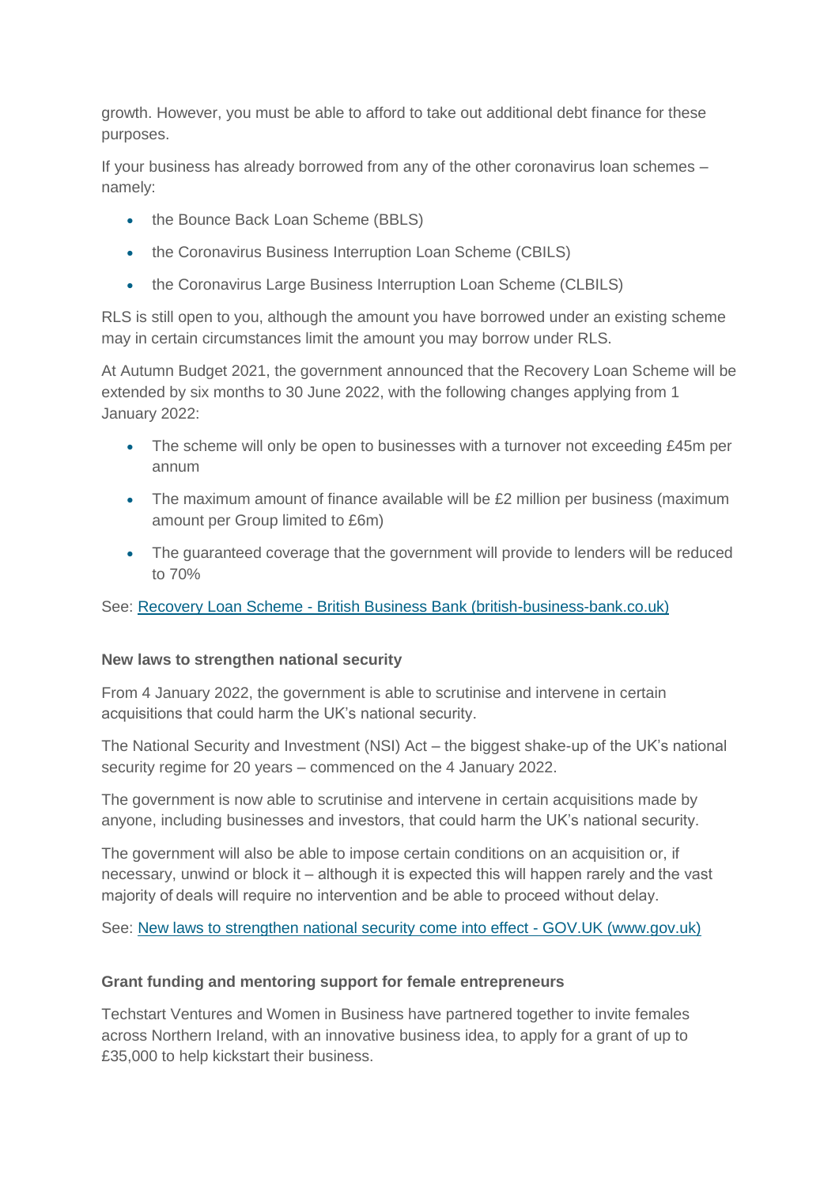growth. However, you must be able to afford to take out additional debt finance for these purposes.

If your business has already borrowed from any of the other coronavirus loan schemes – namely:

- the Bounce Back Loan Scheme (BBLS)
- the Coronavirus Business Interruption Loan Scheme (CBILS)
- the Coronavirus Large Business Interruption Loan Scheme (CLBILS)

RLS is still open to you, although the amount you have borrowed under an existing scheme may in certain circumstances limit the amount you may borrow under RLS.

At Autumn Budget 2021, the government announced that the Recovery Loan Scheme will be extended by six months to 30 June 2022, with the following changes applying from 1 January 2022:

- The scheme will only be open to businesses with a turnover not exceeding £45m per annum
- The maximum amount of finance available will be £2 million per business (maximum amount per Group limited to £6m)
- The guaranteed coverage that the government will provide to lenders will be reduced to 70%

See: [Recovery Loan Scheme - British Business Bank (british-business-bank.co.uk)]()

**New laws to strengthen national security**

From 4 January 2022, the government is able to scrutinise and intervene in certain acquisitions that could harm the UK's national security.

The National Security and Investment (NSI) Act – the biggest shake-up of the UK's national security regime for 20 years – commenced on the 4 January 2022.

The government is now able to scrutinise and intervene in certain acquisitions made by anyone, including businesses and investors, that could harm the UK's national security.

The government will also be able to impose certain conditions on an acquisition or, if necessary, unwind or block it – although it is expected this will happen rarely and the vast majority of deals will require no intervention and be able to proceed without delay.

See: [New laws to strengthen national security come into effect - GOV.UK (www.gov.uk)]()

**Grant funding and mentoring support for female entrepreneurs**

Techstart Ventures and Women in Business have partnered together to invite females across Northern Ireland, with an innovative business idea, to apply for a grant of up to £35,000 to help kickstart their business.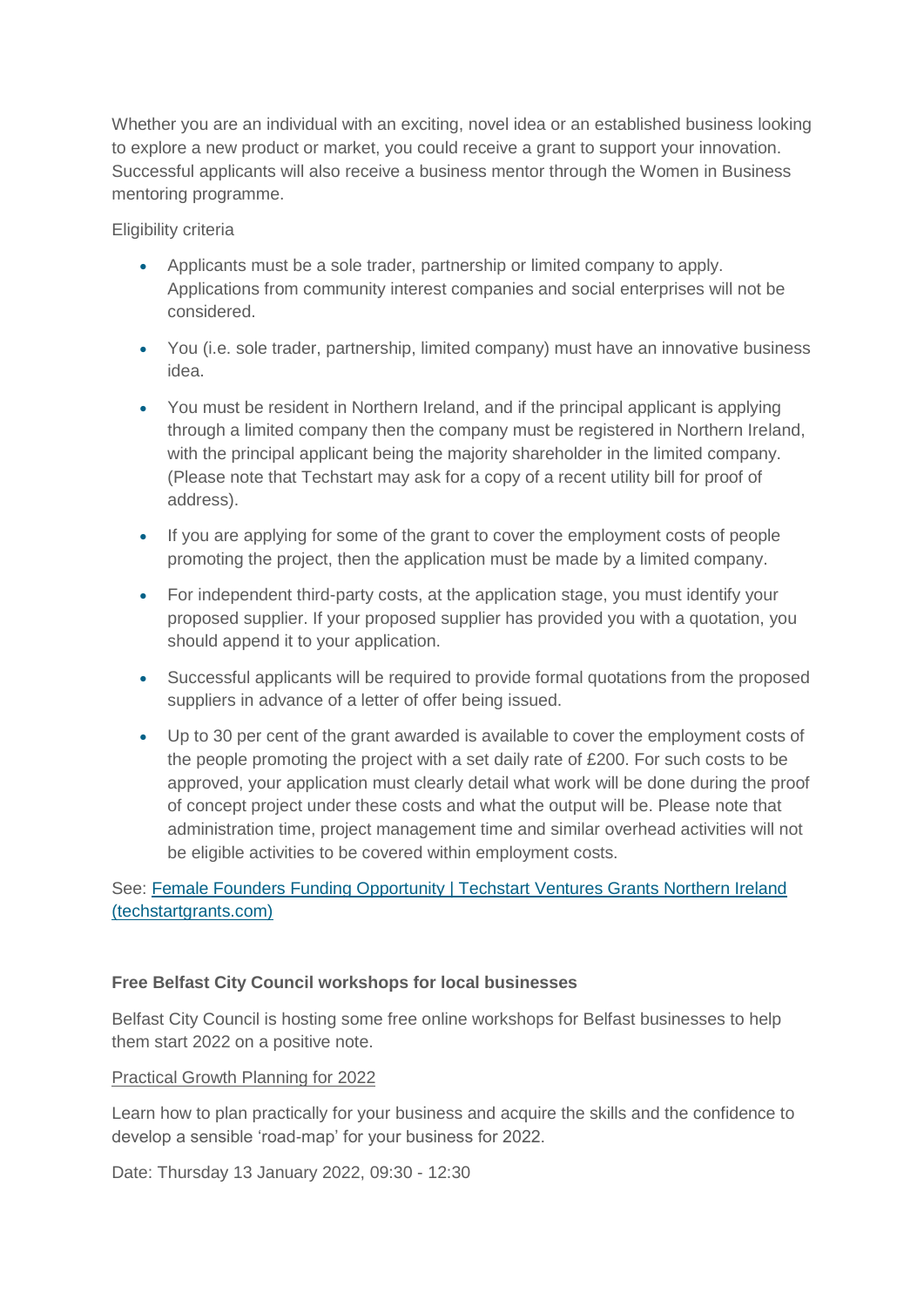Whether you are an individual with an exciting, novel idea or an established business looking to explore a new product or market, you could receive a grant to support your innovation. Successful applicants will also receive a business mentor through the Women in Business mentoring programme.

Eligibility criteria

- Applicants must be a sole trader, partnership or limited company to apply. Applications from community interest companies and social enterprises will not be considered.
- You (i.e. sole trader, partnership, limited company) must have an innovative business idea.
- You must be resident in Northern Ireland, and if the principal applicant is applying through a limited company then the company must be registered in Northern Ireland, with the principal applicant being the majority shareholder in the limited company. (Please note that Techstart may ask for a copy of a recent utility bill for proof of address).
- If you are applying for some of the grant to cover the employment costs of people promoting the project, then the application must be made by a limited company.
- For independent third-party costs, at the application stage, you must identify your proposed supplier. If your proposed supplier has provided you with a quotation, you should append it to your application.
- Successful applicants will be required to provide formal quotations from the proposed suppliers in advance of a letter of offer being issued.
- Up to 30 per cent of the grant awarded is available to cover the employment costs of the people promoting the project with a set daily rate of £200. For such costs to be approved, your application must clearly detail what work will be done during the proof of concept project under these costs and what the output will be. Please note that administration time, project management time and similar overhead activities will not be eligible activities to be covered within employment costs.

See: [Female Founders Funding Opportunity | Techstart Ventures Grants Northern Ireland (techstartgrants.com)]

**Free Belfast City Council workshops for local businesses**

Belfast City Council is hosting some free online workshops for Belfast businesses to help them start 2022 on a positive note.

Practical Growth Planning for 2022

Learn how to plan practically for your business and acquire the skills and the confidence to develop a sensible 'road-map' for your business for 2022.

Date: Thursday 13 January 2022, 09:30 - 12:30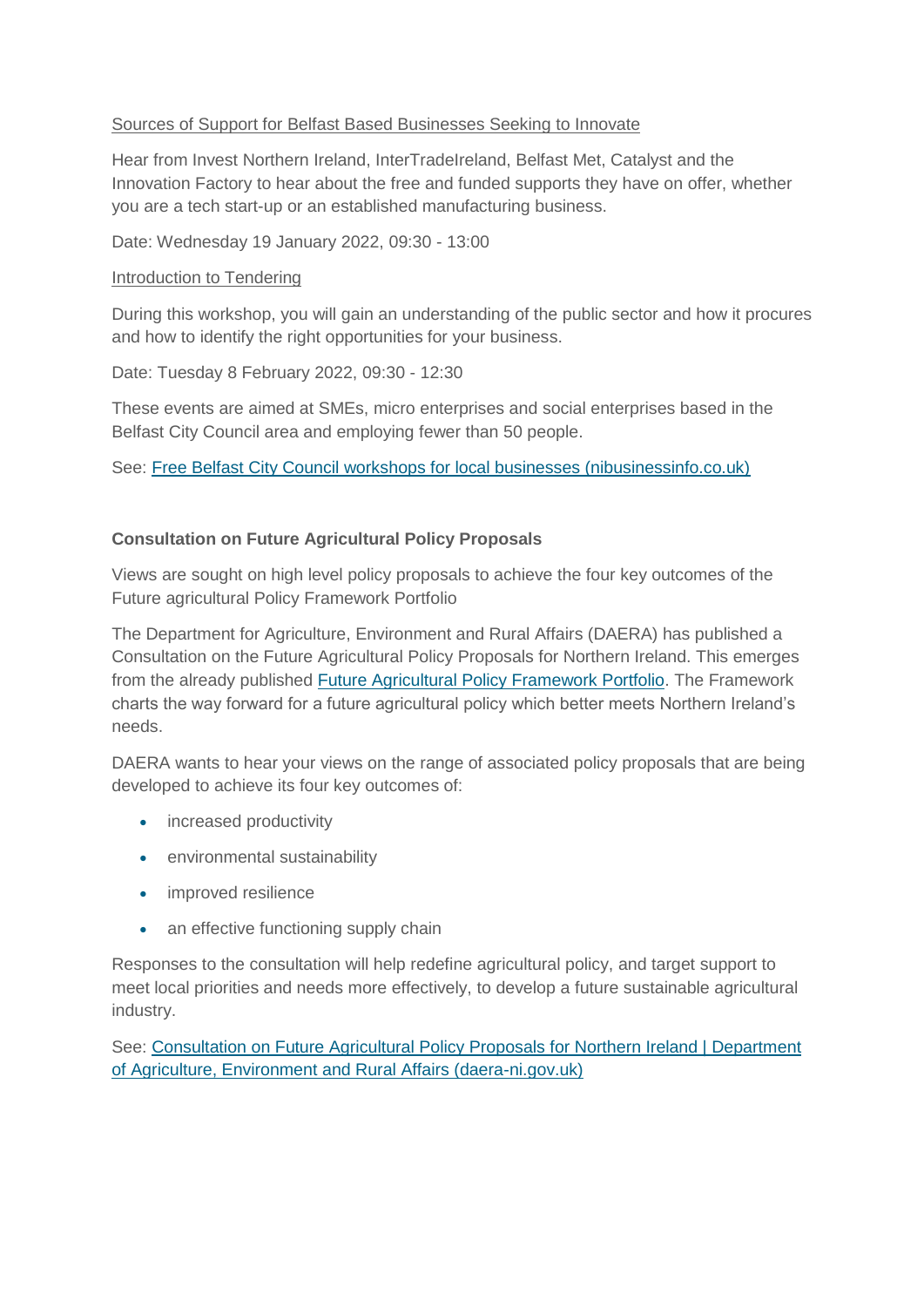Sources of Support for Belfast Based Businesses Seeking to Innovate

Hear from Invest Northern Ireland, InterTradeIreland, Belfast Met, Catalyst and the Innovation Factory to hear about the free and funded supports they have on offer, whether you are a tech start-up or an established manufacturing business.

Date: Wednesday 19 January 2022, 09:30 - 13:00

Introduction to Tendering

During this workshop, you will gain an understanding of the public sector and how it procures and how to identify the right opportunities for your business.

Date: Tuesday 8 February 2022, 09:30 - 12:30

These events are aimed at SMEs, micro enterprises and social enterprises based in the Belfast City Council area and employing fewer than 50 people.

See: Free Belfast City Council workshops for local businesses (nibusinessinfo.co.uk)

**Consultation on Future Agricultural Policy Proposals**

Views are sought on high level policy proposals to achieve the four key outcomes of the Future agricultural Policy Framework Portfolio

The Department for Agriculture, Environment and Rural Affairs (DAERA) has published a Consultation on the Future Agricultural Policy Proposals for Northern Ireland. This emerges from the already published Future Agricultural Policy Framework Portfolio. The Framework charts the way forward for a future agricultural policy which better meets Northern Ireland's needs.

DAERA wants to hear your views on the range of associated policy proposals that are being developed to achieve its four key outcomes of:

- increased productivity
- environmental sustainability
- improved resilience
- an effective functioning supply chain

Responses to the consultation will help redefine agricultural policy, and target support to meet local priorities and needs more effectively, to develop a future sustainable agricultural industry.

See: Consultation on Future Agricultural Policy Proposals for Northern Ireland | Department of Agriculture, Environment and Rural Affairs (daera-ni.gov.uk)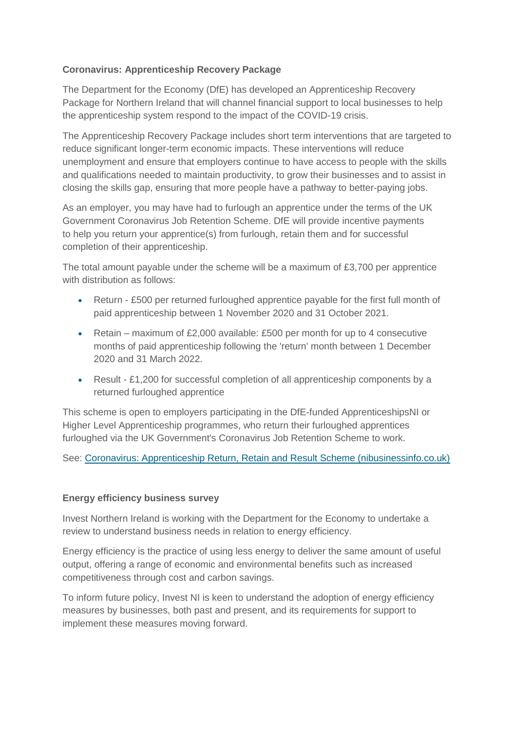**Coronavirus: Apprenticeship Recovery Package**

The Department for the Economy (DfE) has developed an Apprenticeship Recovery Package for Northern Ireland that will channel financial support to local businesses to help the apprenticeship system respond to the impact of the COVID-19 crisis.

The Apprenticeship Recovery Package includes short term interventions that are targeted to reduce significant longer-term economic impacts. These interventions will reduce unemployment and ensure that employers continue to have access to people with the skills and qualifications needed to maintain productivity, to grow their businesses and to assist in closing the skills gap, ensuring that more people have a pathway to better-paying jobs.

As an employer, you may have had to furlough an apprentice under the terms of the UK Government Coronavirus Job Retention Scheme. DfE will provide incentive payments to help you return your apprentice(s) from furlough, retain them and for successful completion of their apprenticeship.

The total amount payable under the scheme will be a maximum of £3,700 per apprentice with distribution as follows:

- Return - £500 per returned furloughed apprentice payable for the first full month of paid apprenticeship between 1 November 2020 and 31 October 2021.
- Retain – maximum of £2,000 available: £500 per month for up to 4 consecutive months of paid apprenticeship following the 'return' month between 1 December 2020 and 31 March 2022.
- Result - £1,200 for successful completion of all apprenticeship components by a returned furloughed apprentice

This scheme is open to employers participating in the DfE-funded ApprenticeshipsNI or Higher Level Apprenticeship programmes, who return their furloughed apprentices furloughed via the UK Government's Coronavirus Job Retention Scheme to work.

See: [Coronavirus: Apprenticeship Return, Retain and Result Scheme (nibusinessinfo.co.uk)]()

**Energy efficiency business survey**

Invest Northern Ireland is working with the Department for the Economy to undertake a review to understand business needs in relation to energy efficiency.

Energy efficiency is the practice of using less energy to deliver the same amount of useful output, offering a range of economic and environmental benefits such as increased competitiveness through cost and carbon savings.

To inform future policy, Invest NI is keen to understand the adoption of energy efficiency measures by businesses, both past and present, and its requirements for support to implement these measures moving forward.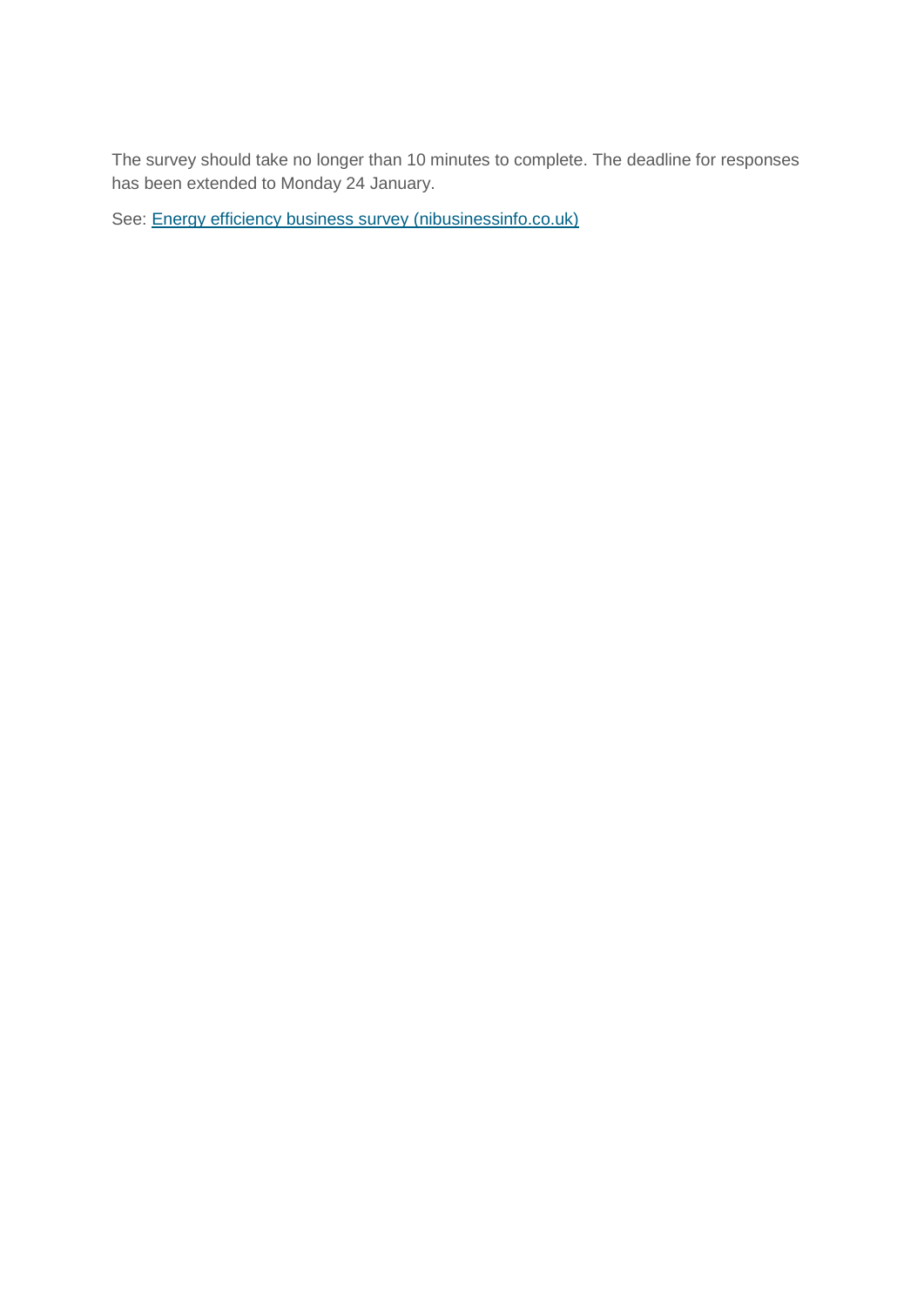The survey should take no longer than 10 minutes to complete. The deadline for responses has been extended to Monday 24 January.

See: [Energy efficiency business survey (nibusinessinfo.co.uk)]